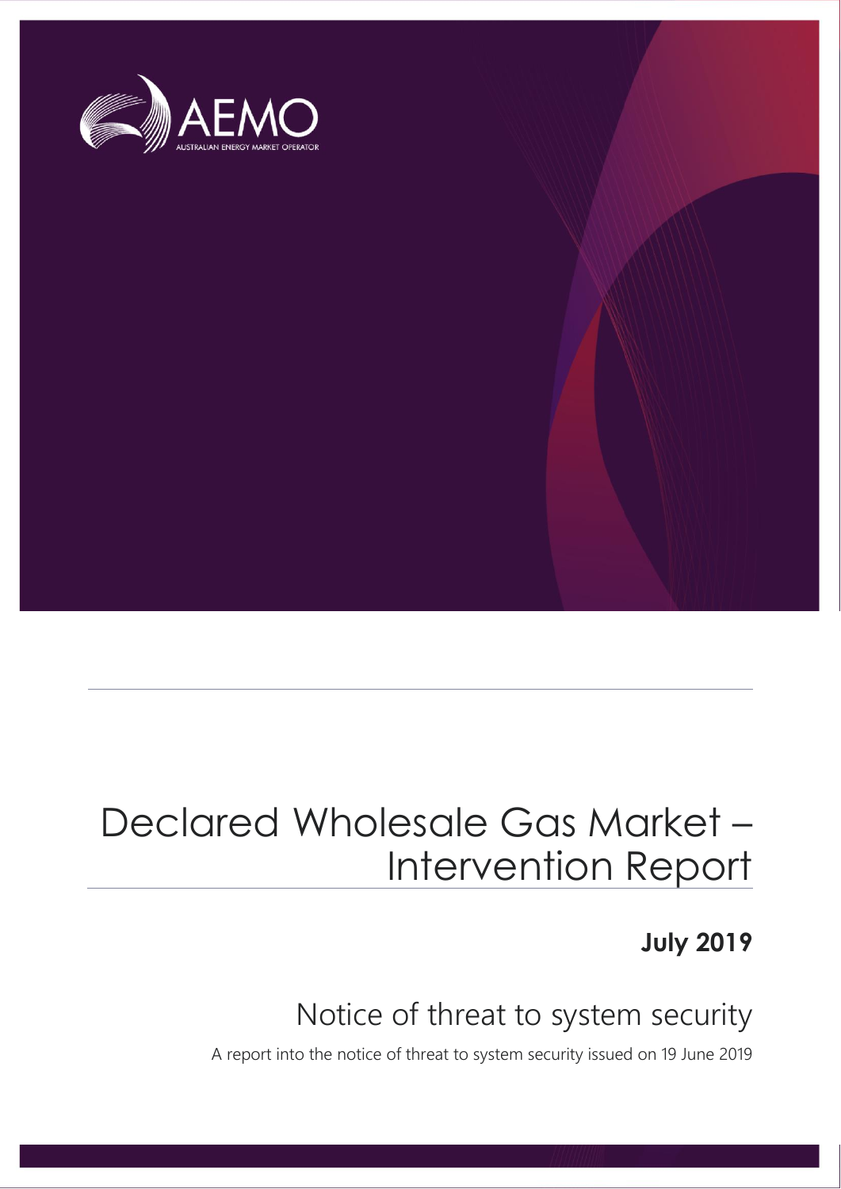AEMO

AUSTRALIAN ENERGY MARKET OPERATOR

# Declared Wholesale Gas Market – Intervention Report

**July 2019**

## Notice of threat to system security

A report into the notice of threat to system security issued on 19 June 2019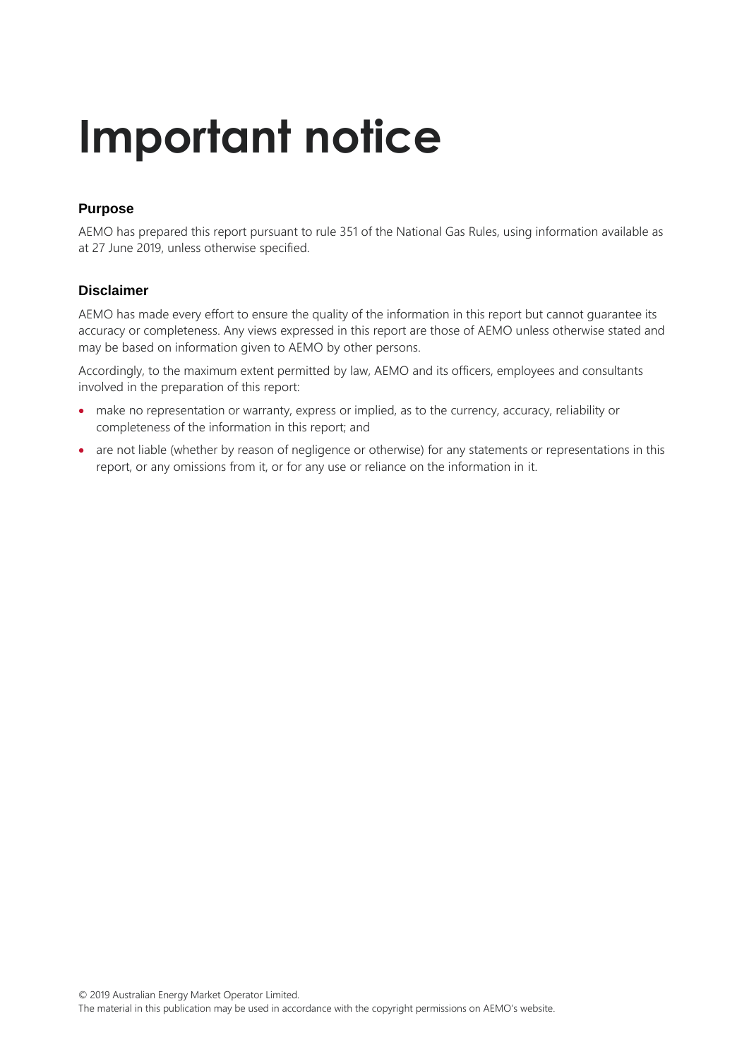# Important notice

## Purpose

AEMO has prepared this report pursuant to rule 351 of the National Gas Rules, using information available as at 27 June 2019, unless otherwise specified.

## Disclaimer

AEMO has made every effort to ensure the quality of the information in this report but cannot guarantee its accuracy or completeness. Any views expressed in this report are those of AEMO unless otherwise stated and may be based on information given to AEMO by other persons.

Accordingly, to the maximum extent permitted by law, AEMO and its officers, employees and consultants involved in the preparation of this report:

- make no representation or warranty, express or implied, as to the currency, accuracy, reliability or completeness of the information in this report; and
- are not liable (whether by reason of negligence or otherwise) for any statements or representations in this report, or any omissions from it, or for any use or reliance on the information in it.

© 2019 Australian Energy Market Operator Limited.
The material in this publication may be used in accordance with the copyright permissions on AEMO's website.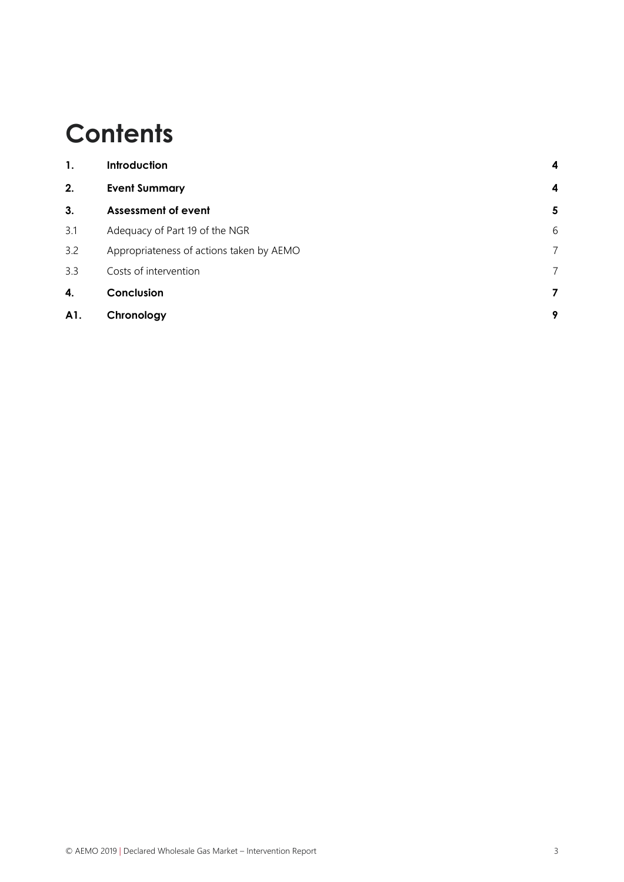# Contents

| | | |
|---|---|---|
| **1.** | **Introduction** | **4** |
| **2.** | **Event Summary** | **4** |
| **3.** | **Assessment of event** | **5** |
| 3.1 | Adequacy of Part 19 of the NGR | 6 |
| 3.2 | Appropriateness of actions taken by AEMO | 7 |
| 3.3 | Costs of intervention | 7 |
| **4.** | **Conclusion** | **7** |
| **A1.** | **Chronology** | **9** |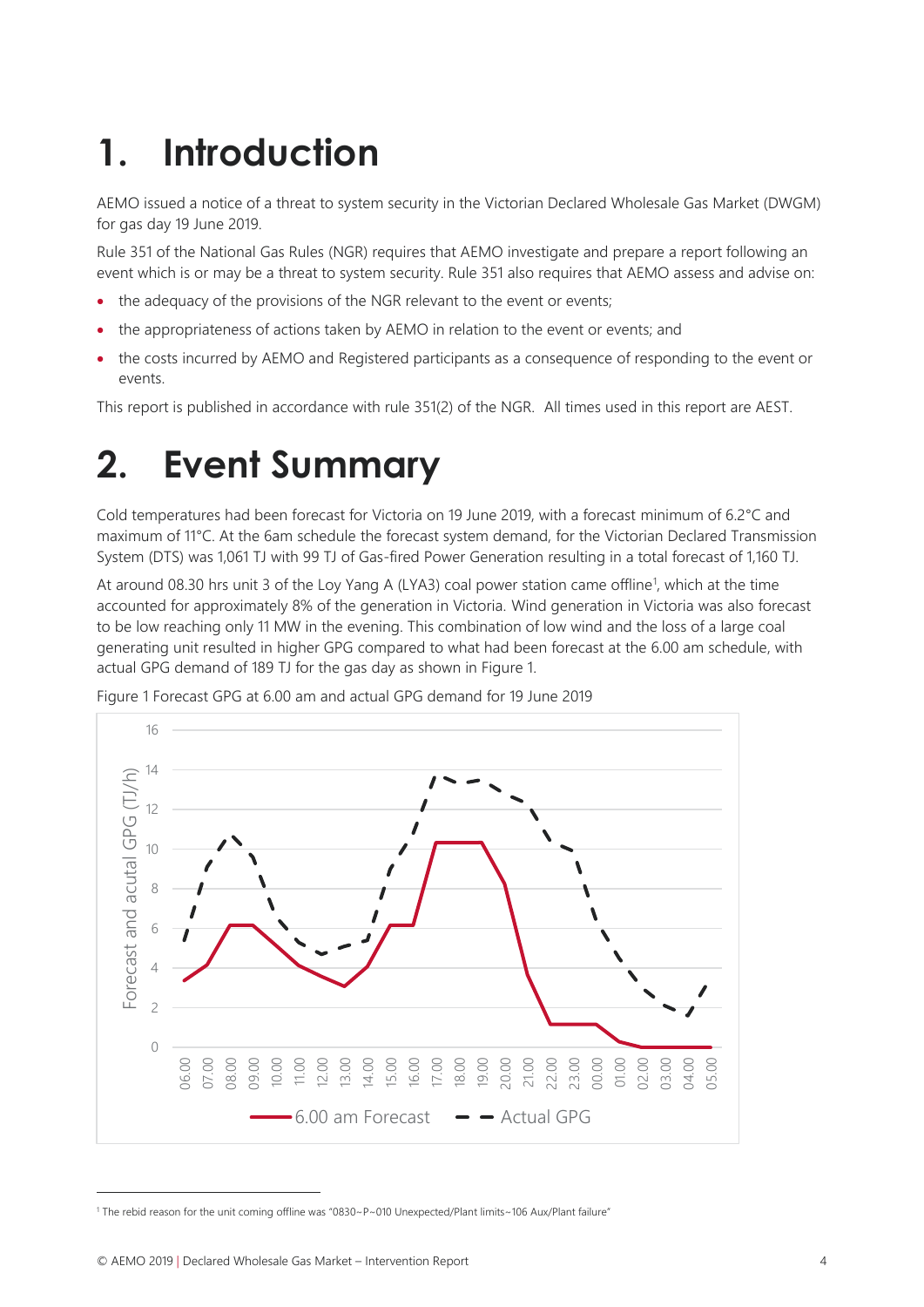# 1. Introduction

AEMO issued a notice of a threat to system security in the Victorian Declared Wholesale Gas Market (DWGM) for gas day 19 June 2019.

Rule 351 of the National Gas Rules (NGR) requires that AEMO investigate and prepare a report following an event which is or may be a threat to system security. Rule 351 also requires that AEMO assess and advise on:

- the adequacy of the provisions of the NGR relevant to the event or events;
- the appropriateness of actions taken by AEMO in relation to the event or events; and
- the costs incurred by AEMO and Registered participants as a consequence of responding to the event or events.

This report is published in accordance with rule 351(2) of the NGR. All times used in this report are AEST.

# 2. Event Summary

Cold temperatures had been forecast for Victoria on 19 June 2019, with a forecast minimum of 6.2°C and maximum of 11°C. At the 6am schedule the forecast system demand, for the Victorian Declared Transmission System (DTS) was 1,061 TJ with 99 TJ of Gas-fired Power Generation resulting in a total forecast of 1,160 TJ.

At around 08.30 hrs unit 3 of the Loy Yang A (LYA3) coal power station came offline[1], which at the time accounted for approximately 8% of the generation in Victoria. Wind generation in Victoria was also forecast to be low reaching only 11 MW in the evening. This combination of low wind and the loss of a large coal generating unit resulted in higher GPG compared to what had been forecast at the 6.00 am schedule, with actual GPG demand of 189 TJ for the gas day as shown in Figure 1.

Figure 1 Forecast GPG at 6.00 am and actual GPG demand for 19 June 2019

Forecast and acutal GPG (TJ/h)

0
2
4
6
8
10
12
14
16

06.00 07.00 08.00 09.00 10.00 11.00 12.00 13.00 14.00 15.00 16.00 17.00 18.00 19.00 20.00 21.00 22.00 23.00 00.00 01.00 02.00 03.00 04.00 05.00

6.00 am Forecast
Actual GPG

[1] The rebid reason for the unit coming offline was "0830~P~010 Unexpected/Plant limits~106 Aux/Plant failure"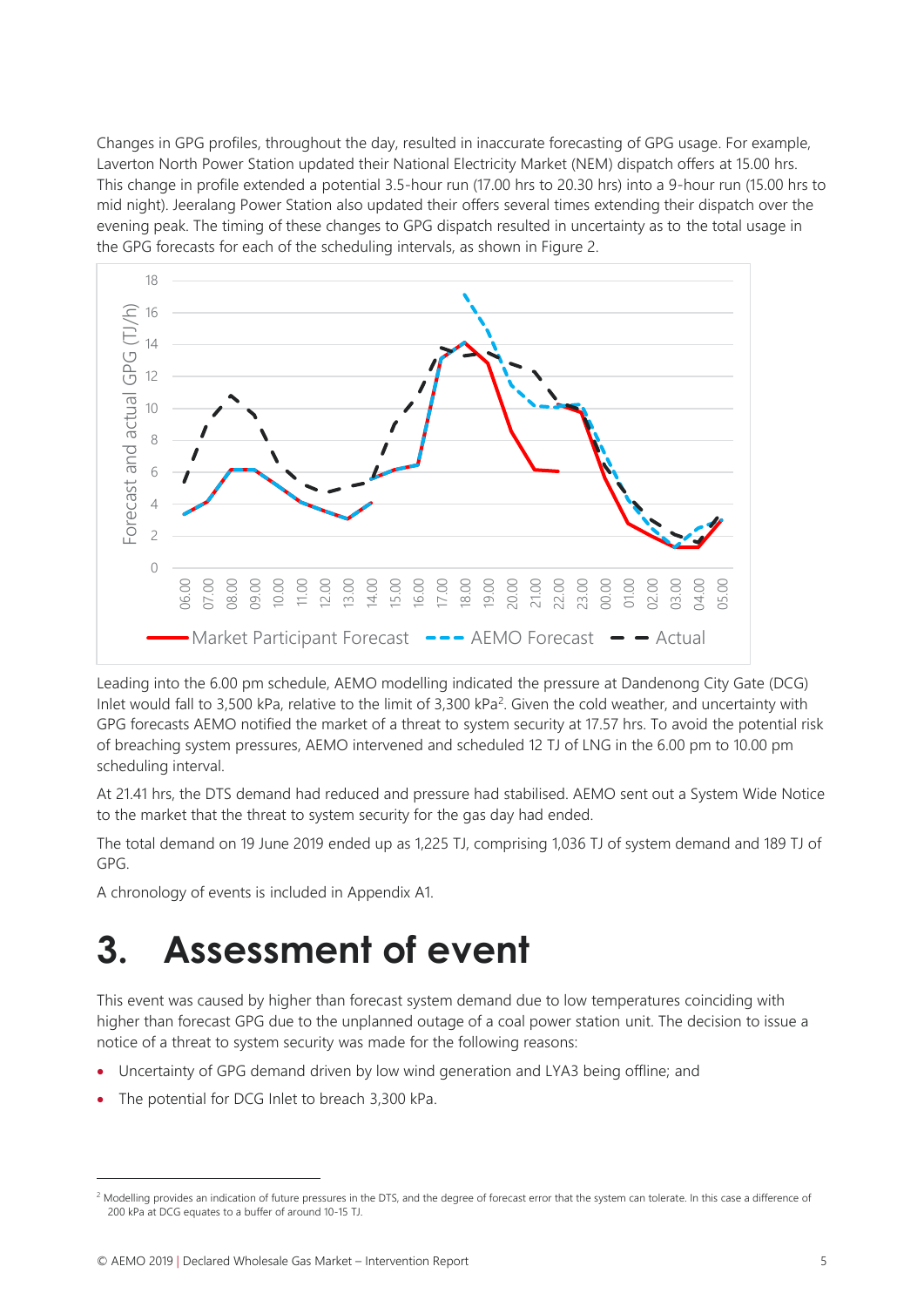Changes in GPG profiles, throughout the day, resulted in inaccurate forecasting of GPG usage. For example, Laverton North Power Station updated their National Electricity Market (NEM) dispatch offers at 15.00 hrs. This change in profile extended a potential 3.5-hour run (17.00 hrs to 20.30 hrs) into a 9-hour run (15.00 hrs to mid night). Jeeralang Power Station also updated their offers several times extending their dispatch over the evening peak. The timing of these changes to GPG dispatch resulted in uncertainty as to the total usage in the GPG forecasts for each of the scheduling intervals, as shown in Figure 2.

Forecast and actual GPG (TJ/h)

0
2
4
6
8
10
12
14
16
18

06.00 07.00 08.00 09.00 10.00 11.00 12.00 13.00 14.00 15.00 16.00 17.00 18.00 19.00 20.00 21.00 22.00 23.00 00.00 01.00 02.00 03.00 04.00 05.00

Market Participant Forecast
AEMO Forecast
Actual

Leading into the 6.00 pm schedule, AEMO modelling indicated the pressure at Dandenong City Gate (DCG) Inlet would fall to 3,500 kPa, relative to the limit of 3,300 kPa[2]. Given the cold weather, and uncertainty with GPG forecasts AEMO notified the market of a threat to system security at 17.57 hrs. To avoid the potential risk of breaching system pressures, AEMO intervened and scheduled 12 TJ of LNG in the 6.00 pm to 10.00 pm scheduling interval.

At 21.41 hrs, the DTS demand had reduced and pressure had stabilised. AEMO sent out a System Wide Notice to the market that the threat to system security for the gas day had ended.

The total demand on 19 June 2019 ended up as 1,225 TJ, comprising 1,036 TJ of system demand and 189 TJ of GPG.

A chronology of events is included in Appendix A1.

# 3. Assessment of event

This event was caused by higher than forecast system demand due to low temperatures coinciding with higher than forecast GPG due to the unplanned outage of a coal power station unit. The decision to issue a notice of a threat to system security was made for the following reasons:

- Uncertainty of GPG demand driven by low wind generation and LYA3 being offline; and
- The potential for DCG Inlet to breach 3,300 kPa.

[2] Modelling provides an indication of future pressures in the DTS, and the degree of forecast error that the system can tolerate. In this case a difference of 200 kPa at DCG equates to a buffer of around 10-15 TJ.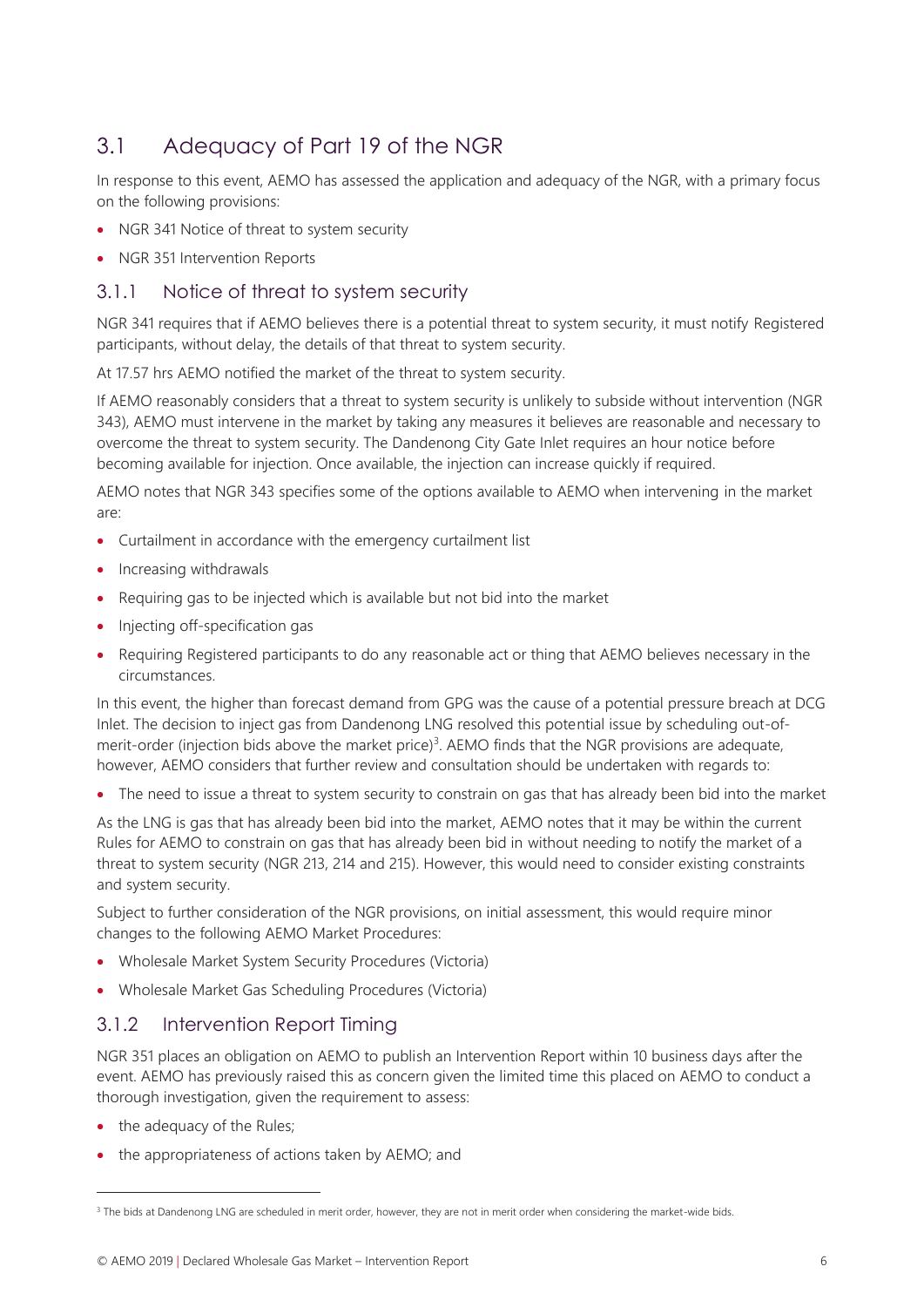## 3.1 Adequacy of Part 19 of the NGR

In response to this event, AEMO has assessed the application and adequacy of the NGR, with a primary focus on the following provisions:

- NGR 341 Notice of threat to system security
- NGR 351 Intervention Reports

### 3.1.1 Notice of threat to system security

NGR 341 requires that if AEMO believes there is a potential threat to system security, it must notify Registered participants, without delay, the details of that threat to system security.

At 17.57 hrs AEMO notified the market of the threat to system security.

If AEMO reasonably considers that a threat to system security is unlikely to subside without intervention (NGR 343), AEMO must intervene in the market by taking any measures it believes are reasonable and necessary to overcome the threat to system security. The Dandenong City Gate Inlet requires an hour notice before becoming available for injection. Once available, the injection can increase quickly if required.

AEMO notes that NGR 343 specifies some of the options available to AEMO when intervening in the market are:

- Curtailment in accordance with the emergency curtailment list
- Increasing withdrawals
- Requiring gas to be injected which is available but not bid into the market
- Injecting off-specification gas
- Requiring Registered participants to do any reasonable act or thing that AEMO believes necessary in the circumstances.

In this event, the higher than forecast demand from GPG was the cause of a potential pressure breach at DCG Inlet. The decision to inject gas from Dandenong LNG resolved this potential issue by scheduling out-of-merit-order (injection bids above the market price)[3]. AEMO finds that the NGR provisions are adequate, however, AEMO considers that further review and consultation should be undertaken with regards to:

- The need to issue a threat to system security to constrain on gas that has already been bid into the market

As the LNG is gas that has already been bid into the market, AEMO notes that it may be within the current Rules for AEMO to constrain on gas that has already been bid in without needing to notify the market of a threat to system security (NGR 213, 214 and 215). However, this would need to consider existing constraints and system security.

Subject to further consideration of the NGR provisions, on initial assessment, this would require minor changes to the following AEMO Market Procedures:

- Wholesale Market System Security Procedures (Victoria)
- Wholesale Market Gas Scheduling Procedures (Victoria)

### 3.1.2 Intervention Report Timing

NGR 351 places an obligation on AEMO to publish an Intervention Report within 10 business days after the event. AEMO has previously raised this as concern given the limited time this placed on AEMO to conduct a thorough investigation, given the requirement to assess:

- the adequacy of the Rules;
- the appropriateness of actions taken by AEMO; and

[3] The bids at Dandenong LNG are scheduled in merit order, however, they are not in merit order when considering the market-wide bids.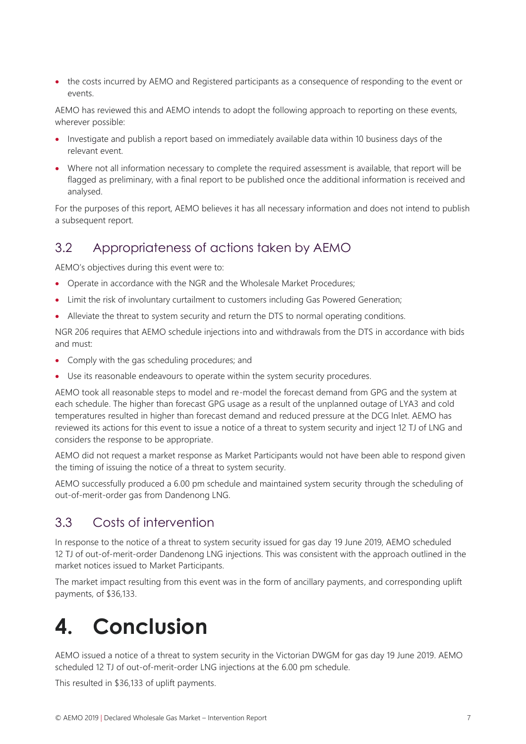- the costs incurred by AEMO and Registered participants as a consequence of responding to the event or events.

AEMO has reviewed this and AEMO intends to adopt the following approach to reporting on these events, wherever possible:

- Investigate and publish a report based on immediately available data within 10 business days of the relevant event.
- Where not all information necessary to complete the required assessment is available, that report will be flagged as preliminary, with a final report to be published once the additional information is received and analysed.

For the purposes of this report, AEMO believes it has all necessary information and does not intend to publish a subsequent report.

## 3.2 Appropriateness of actions taken by AEMO

AEMO's objectives during this event were to:

- Operate in accordance with the NGR and the Wholesale Market Procedures;
- Limit the risk of involuntary curtailment to customers including Gas Powered Generation;
- Alleviate the threat to system security and return the DTS to normal operating conditions.

NGR 206 requires that AEMO schedule injections into and withdrawals from the DTS in accordance with bids and must:

- Comply with the gas scheduling procedures; and
- Use its reasonable endeavours to operate within the system security procedures.

AEMO took all reasonable steps to model and re-model the forecast demand from GPG and the system at each schedule. The higher than forecast GPG usage as a result of the unplanned outage of LYA3 and cold temperatures resulted in higher than forecast demand and reduced pressure at the DCG Inlet. AEMO has reviewed its actions for this event to issue a notice of a threat to system security and inject 12 TJ of LNG and considers the response to be appropriate.

AEMO did not request a market response as Market Participants would not have been able to respond given the timing of issuing the notice of a threat to system security.

AEMO successfully produced a 6.00 pm schedule and maintained system security through the scheduling of out-of-merit-order gas from Dandenong LNG.

## 3.3 Costs of intervention

In response to the notice of a threat to system security issued for gas day 19 June 2019, AEMO scheduled 12 TJ of out-of-merit-order Dandenong LNG injections. This was consistent with the approach outlined in the market notices issued to Market Participants.

The market impact resulting from this event was in the form of ancillary payments, and corresponding uplift payments, of $36,133.

# 4. Conclusion

AEMO issued a notice of a threat to system security in the Victorian DWGM for gas day 19 June 2019. AEMO scheduled 12 TJ of out-of-merit-order LNG injections at the 6.00 pm schedule.

This resulted in $36,133 of uplift payments.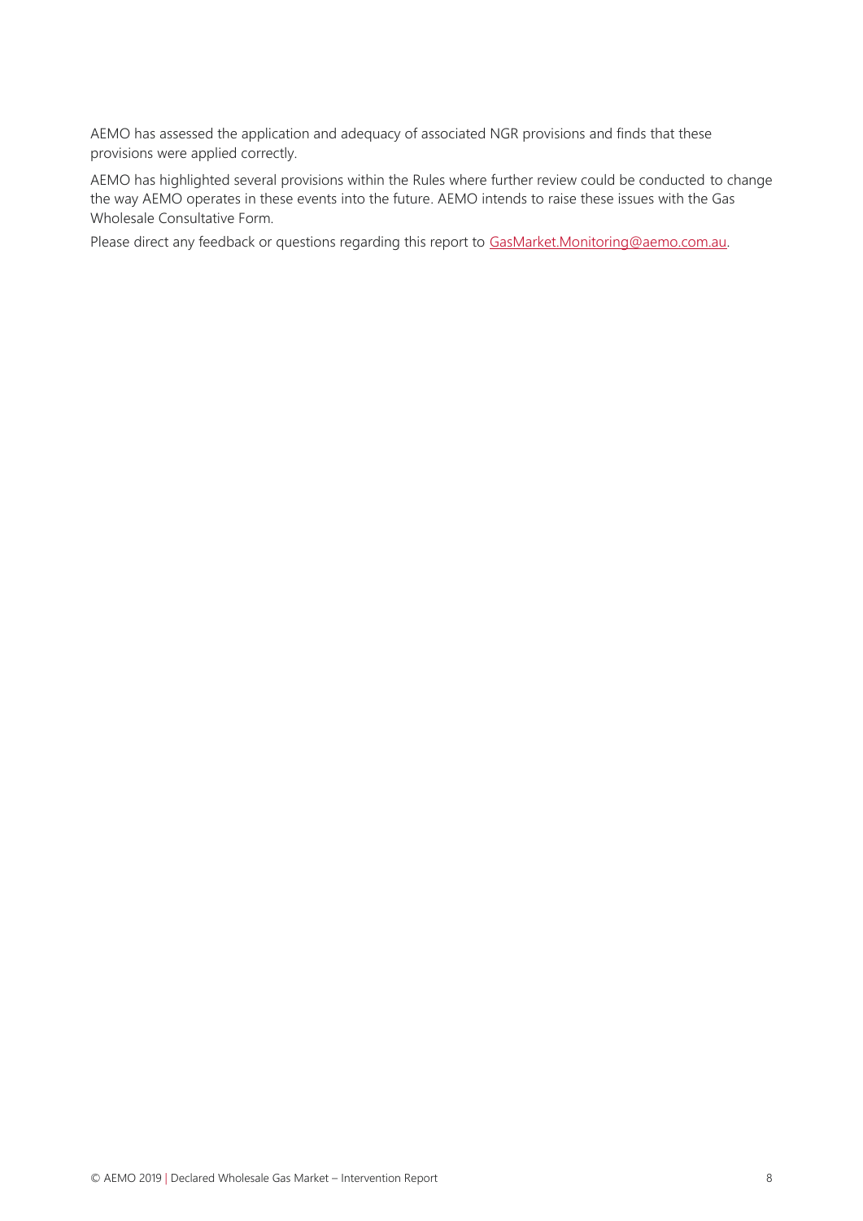AEMO has assessed the application and adequacy of associated NGR provisions and finds that these provisions were applied correctly.

AEMO has highlighted several provisions within the Rules where further review could be conducted to change the way AEMO operates in these events into the future. AEMO intends to raise these issues with the Gas Wholesale Consultative Form.

Please direct any feedback or questions regarding this report to [GasMarket.Monitoring@aemo.com.au](mailto:GasMarket.Monitoring@aemo.com.au).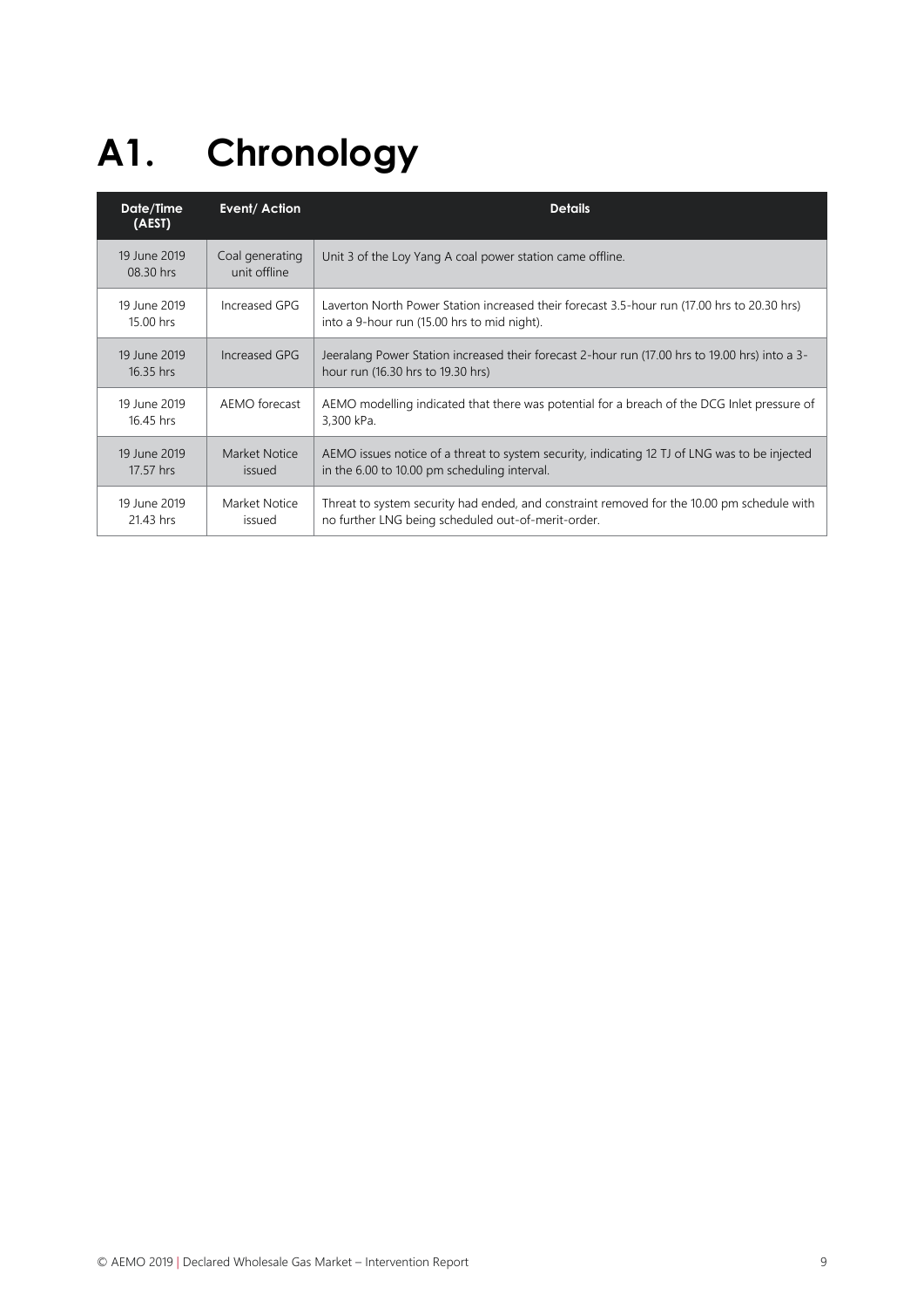# A1. Chronology

| Date/Time (AEST) | Event/ Action | Details |
| --- | --- | --- |
| 19 June 2019 08.30 hrs | Coal generating unit offline | Unit 3 of the Loy Yang A coal power station came offline. |
| 19 June 2019 15.00 hrs | Increased GPG | Laverton North Power Station increased their forecast 3.5-hour run (17.00 hrs to 20.30 hrs) into a 9-hour run (15.00 hrs to mid night). |
| 19 June 2019 16.35 hrs | Increased GPG | Jeeralang Power Station increased their forecast 2-hour run (17.00 hrs to 19.00 hrs) into a 3-hour run (16.30 hrs to 19.30 hrs) |
| 19 June 2019 16.45 hrs | AEMO forecast | AEMO modelling indicated that there was potential for a breach of the DCG Inlet pressure of 3,300 kPa. |
| 19 June 2019 17.57 hrs | Market Notice issued | AEMO issues notice of a threat to system security, indicating 12 TJ of LNG was to be injected in the 6.00 to 10.00 pm scheduling interval. |
| 19 June 2019 21.43 hrs | Market Notice issued | Threat to system security had ended, and constraint removed for the 10.00 pm schedule with no further LNG being scheduled out-of-merit-order. |